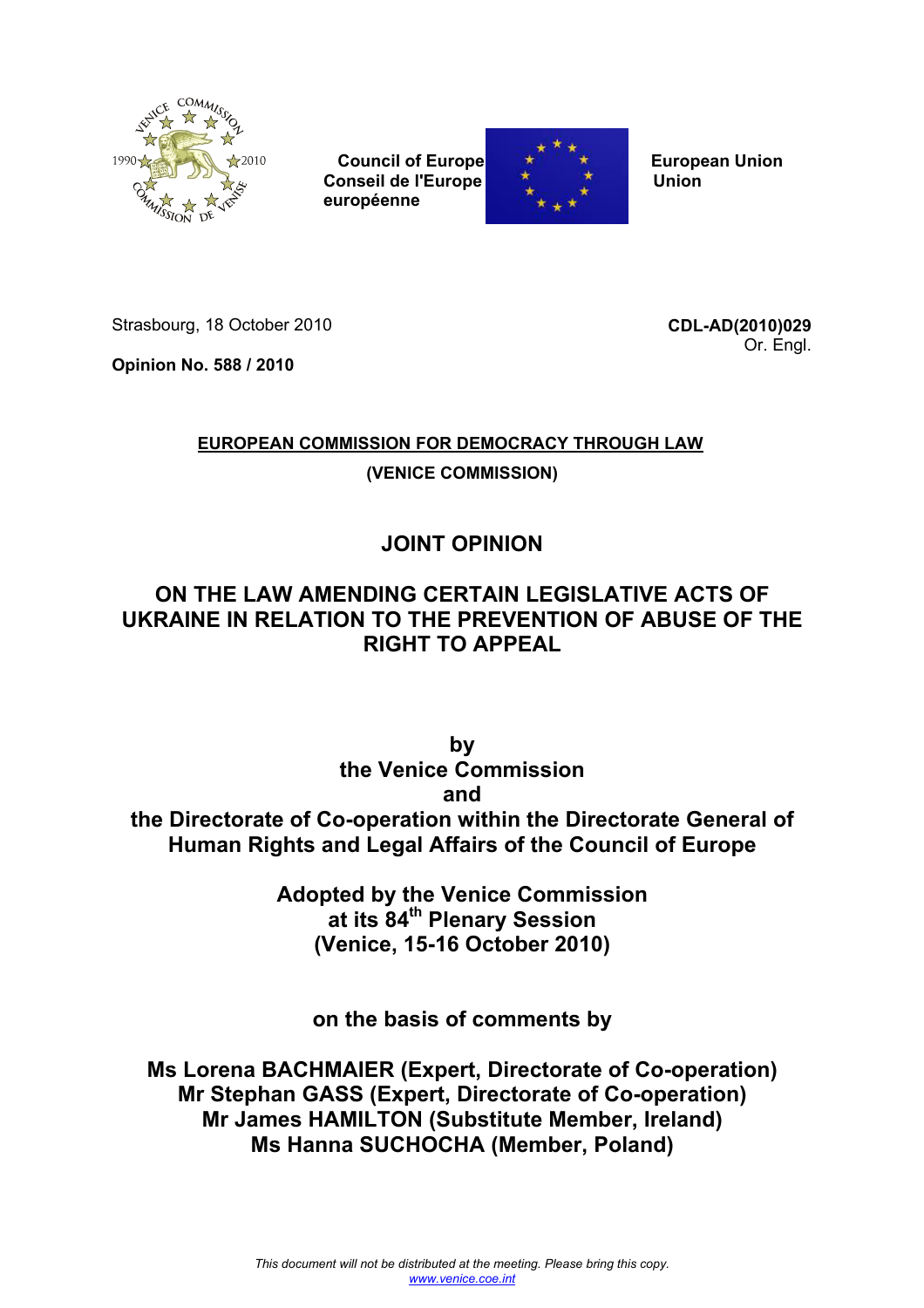Council of Europe
Conseil de l'Europe

European Union
Union européenne

Strasbourg, 18 October 2010

**CDL-AD(2010)029**
Or. Engl.

**Opinion No. 588 / 2010**

**EUROPEAN COMMISSION FOR DEMOCRACY THROUGH LAW**

**(VENICE COMMISSION)**

# JOINT OPINION

# ON THE LAW AMENDING CERTAIN LEGISLATIVE ACTS OF UKRAINE IN RELATION TO THE PREVENTION OF ABUSE OF THE RIGHT TO APPEAL

**by**
**the Venice Commission**
**and**
**the Directorate of Co-operation within the Directorate General of Human Rights and Legal Affairs of the Council of Europe**

**Adopted by the Venice Commission at its 84th Plenary Session (Venice, 15-16 October 2010)**

**on the basis of comments by**

**Ms Lorena BACHMAIER (Expert, Directorate of Co-operation)**
**Mr Stephan GASS (Expert, Directorate of Co-operation)**
**Mr James HAMILTON (Substitute Member, Ireland)**
**Ms Hanna SUCHOCHA (Member, Poland)**

*This document will not be distributed at the meeting. Please bring this copy.*
www.venice.coe.int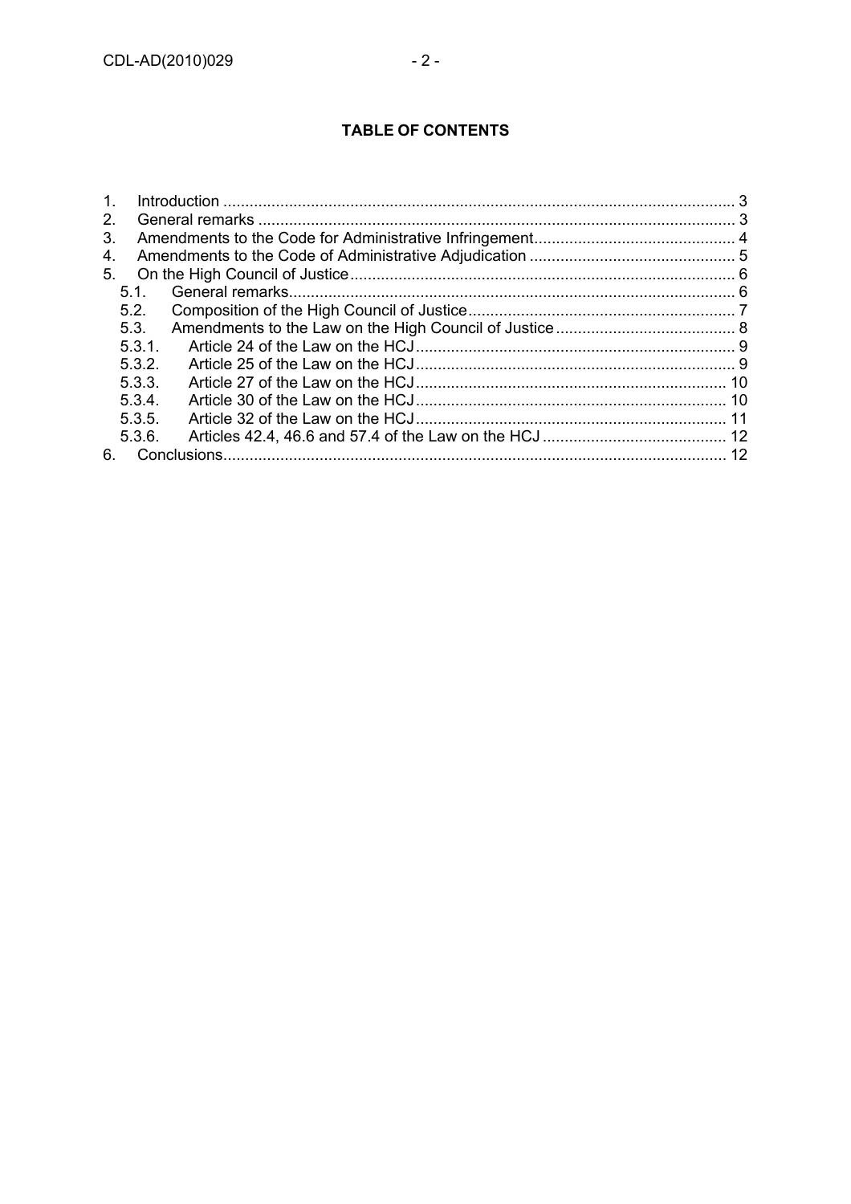**TABLE OF CONTENTS**

1. Introduction .................................................................................................................... 3
2. General remarks ............................................................................................................ 3
3. Amendments to the Code for Administrative Infringement............................................. 4
4. Amendments to the Code of Administrative Adjudication .............................................. 5
5. On the High Council of Justice........................................................................................ 6
   - 5.1. General remarks..................................................................................................... 6
   - 5.2. Composition of the High Council of Justice............................................................ 7
   - 5.3. Amendments to the Law on the High Council of Justice......................................... 8
     - 5.3.1. Article 24 of the Law on the HCJ........................................................................ 9
     - 5.3.2. Article 25 of the Law on the HCJ........................................................................ 9
     - 5.3.3. Article 27 of the Law on the HCJ...................................................................... 10
     - 5.3.4. Article 30 of the Law on the HCJ...................................................................... 10
     - 5.3.5. Article 32 of the Law on the HCJ...................................................................... 11
     - 5.3.6. Articles 42.4, 46.6 and 57.4 of the Law on the HCJ ......................................... 12
6. Conclusions.................................................................................................................. 12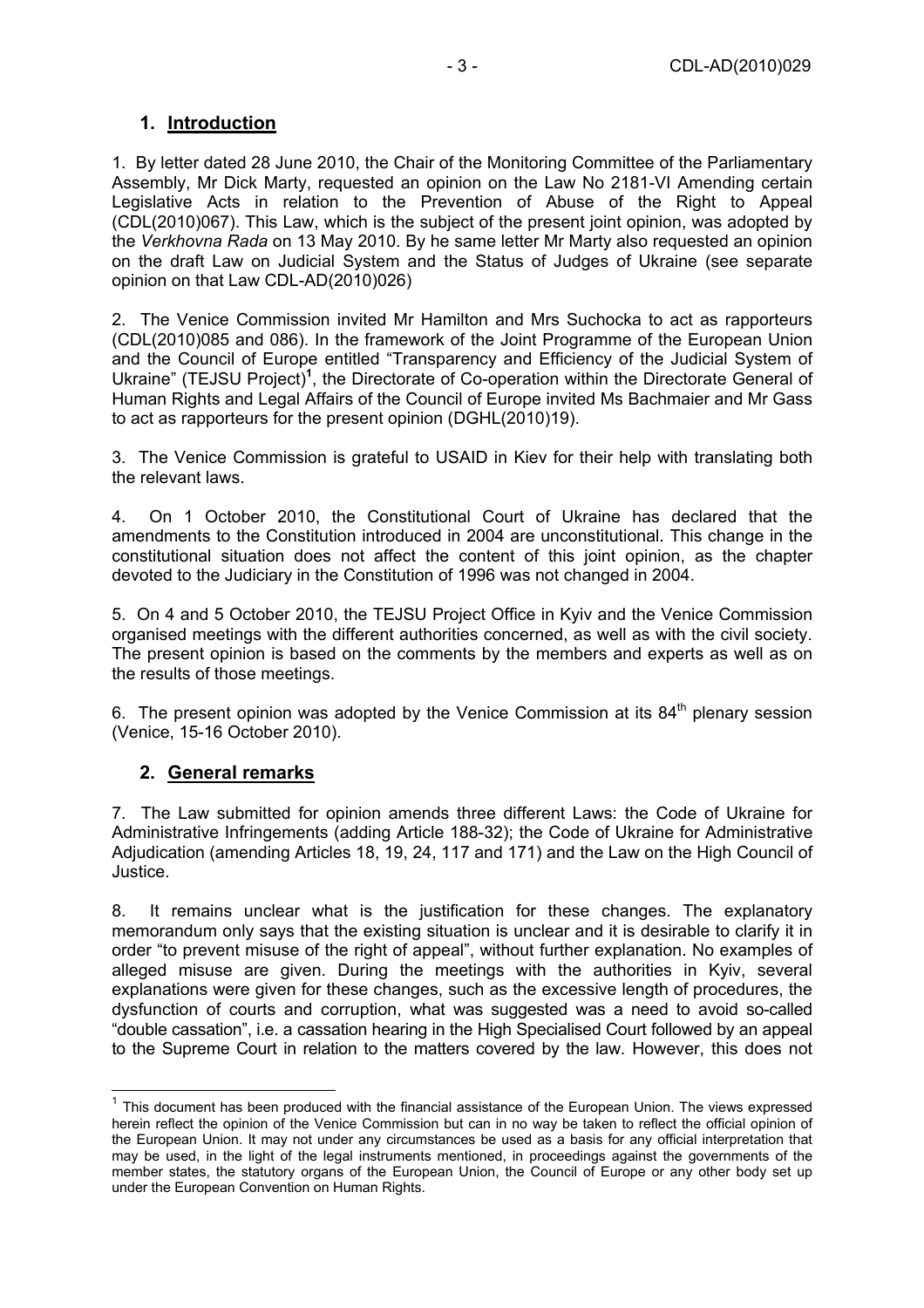## 1. Introduction

1. By letter dated 28 June 2010, the Chair of the Monitoring Committee of the Parliamentary Assembly, Mr Dick Marty, requested an opinion on the Law No 2181-VI Amending certain Legislative Acts in relation to the Prevention of Abuse of the Right to Appeal (CDL(2010)067). This Law, which is the subject of the present joint opinion, was adopted by the *Verkhovna Rada* on 13 May 2010. By he same letter Mr Marty also requested an opinion on the draft Law on Judicial System and the Status of Judges of Ukraine (see separate opinion on that Law CDL-AD(2010)026)

2. The Venice Commission invited Mr Hamilton and Mrs Suchocka to act as rapporteurs (CDL(2010)085 and 086). In the framework of the Joint Programme of the European Union and the Council of Europe entitled "Transparency and Efficiency of the Judicial System of Ukraine" (TEJSU Project)[1], the Directorate of Co-operation within the Directorate General of Human Rights and Legal Affairs of the Council of Europe invited Ms Bachmaier and Mr Gass to act as rapporteurs for the present opinion (DGHL(2010)19).

3. The Venice Commission is grateful to USAID in Kiev for their help with translating both the relevant laws.

4. On 1 October 2010, the Constitutional Court of Ukraine has declared that the amendments to the Constitution introduced in 2004 are unconstitutional. This change in the constitutional situation does not affect the content of this joint opinion, as the chapter devoted to the Judiciary in the Constitution of 1996 was not changed in 2004.

5. On 4 and 5 October 2010, the TEJSU Project Office in Kyiv and the Venice Commission organised meetings with the different authorities concerned, as well as with the civil society. The present opinion is based on the comments by the members and experts as well as on the results of those meetings.

6. The present opinion was adopted by the Venice Commission at its 84th plenary session (Venice, 15-16 October 2010).

## 2. General remarks

7. The Law submitted for opinion amends three different Laws: the Code of Ukraine for Administrative Infringements (adding Article 188-32); the Code of Ukraine for Administrative Adjudication (amending Articles 18, 19, 24, 117 and 171) and the Law on the High Council of Justice.

8. It remains unclear what is the justification for these changes. The explanatory memorandum only says that the existing situation is unclear and it is desirable to clarify it in order "to prevent misuse of the right of appeal", without further explanation. No examples of alleged misuse are given. During the meetings with the authorities in Kyiv, several explanations were given for these changes, such as the excessive length of procedures, the dysfunction of courts and corruption, what was suggested was a need to avoid so-called "double cassation", i.e. a cassation hearing in the High Specialised Court followed by an appeal to the Supreme Court in relation to the matters covered by the law. However, this does not

---

[1] This document has been produced with the financial assistance of the European Union. The views expressed herein reflect the opinion of the Venice Commission but can in no way be taken to reflect the official opinion of the European Union. It may not under any circumstances be used as a basis for any official interpretation that may be used, in the light of the legal instruments mentioned, in proceedings against the governments of the member states, the statutory organs of the European Union, the Council of Europe or any other body set up under the European Convention on Human Rights.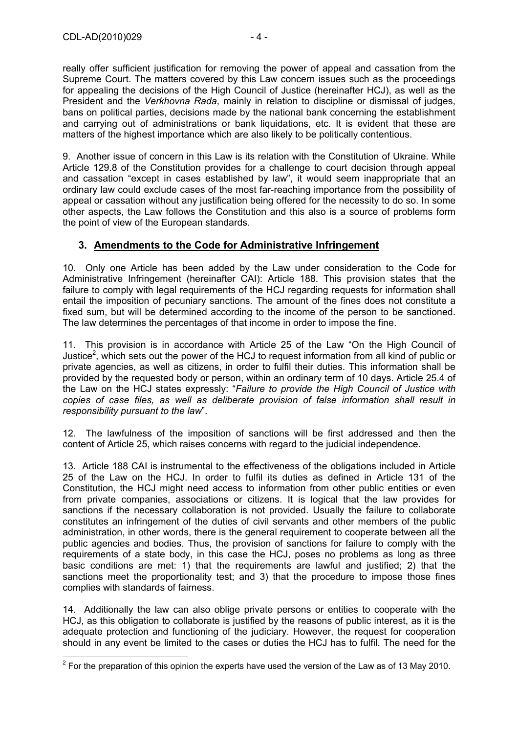really offer sufficient justification for removing the power of appeal and cassation from the Supreme Court. The matters covered by this Law concern issues such as the proceedings for appealing the decisions of the High Council of Justice (hereinafter HCJ), as well as the President and the *Verkhovna Rada*, mainly in relation to discipline or dismissal of judges, bans on political parties, decisions made by the national bank concerning the establishment and carrying out of administrations or bank liquidations, etc. It is evident that these are matters of the highest importance which are also likely to be politically contentious.

9. Another issue of concern in this Law is its relation with the Constitution of Ukraine. While Article 129.8 of the Constitution provides for a challenge to court decision through appeal and cassation "except in cases established by law", it would seem inappropriate that an ordinary law could exclude cases of the most far-reaching importance from the possibility of appeal or cassation without any justification being offered for the necessity to do so. In some other aspects, the Law follows the Constitution and this also is a source of problems form the point of view of the European standards.

## 3. Amendments to the Code for Administrative Infringement

10. Only one Article has been added by the Law under consideration to the Code for Administrative Infringement (hereinafter CAI): Article 188. This provision states that the failure to comply with legal requirements of the HCJ regarding requests for information shall entail the imposition of pecuniary sanctions. The amount of the fines does not constitute a fixed sum, but will be determined according to the income of the person to be sanctioned. The law determines the percentages of that income in order to impose the fine.

11. This provision is in accordance with Article 25 of the Law "On the High Council of Justice[2], which sets out the power of the HCJ to request information from all kind of public or private agencies, as well as citizens, in order to fulfil their duties. This information shall be provided by the requested body or person, within an ordinary term of 10 days. Article 25.4 of the Law on the HCJ states expressly: "*Failure to provide the High Council of Justice with copies of case files, as well as deliberate provision of false information shall result in responsibility pursuant to the law*".

12. The lawfulness of the imposition of sanctions will be first addressed and then the content of Article 25, which raises concerns with regard to the judicial independence.

13. Article 188 CAI is instrumental to the effectiveness of the obligations included in Article 25 of the Law on the HCJ. In order to fulfil its duties as defined in Article 131 of the Constitution, the HCJ might need access to information from other public entities or even from private companies, associations or citizens. It is logical that the law provides for sanctions if the necessary collaboration is not provided. Usually the failure to collaborate constitutes an infringement of the duties of civil servants and other members of the public administration, in other words, there is the general requirement to cooperate between all the public agencies and bodies. Thus, the provision of sanctions for failure to comply with the requirements of a state body, in this case the HCJ, poses no problems as long as three basic conditions are met: 1) that the requirements are lawful and justified; 2) that the sanctions meet the proportionality test; and 3) that the procedure to impose those fines complies with standards of fairness.

14. Additionally the law can also oblige private persons or entities to cooperate with the HCJ, as this obligation to collaborate is justified by the reasons of public interest, as it is the adequate protection and functioning of the judiciary. However, the request for cooperation should in any event be limited to the cases or duties the HCJ has to fulfil. The need for the

[2] For the preparation of this opinion the experts have used the version of the Law as of 13 May 2010.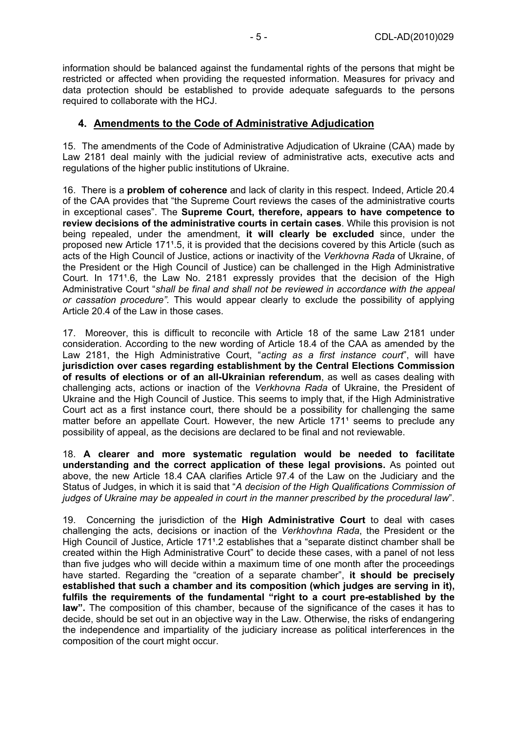information should be balanced against the fundamental rights of the persons that might be restricted or affected when providing the requested information. Measures for privacy and data protection should be established to provide adequate safeguards to the persons required to collaborate with the HCJ.

## 4. Amendments to the Code of Administrative Adjudication

15. The amendments of the Code of Administrative Adjudication of Ukraine (CAA) made by Law 2181 deal mainly with the judicial review of administrative acts, executive acts and regulations of the higher public institutions of Ukraine.

16. There is a **problem of coherence** and lack of clarity in this respect. Indeed, Article 20.4 of the CAA provides that "the Supreme Court reviews the cases of the administrative courts in exceptional cases". The **Supreme Court, therefore, appears to have competence to review decisions of the administrative courts in certain cases**. While this provision is not being repealed, under the amendment, **it will clearly be excluded** since, under the proposed new Article 171¹.5, it is provided that the decisions covered by this Article (such as acts of the High Council of Justice, actions or inactivity of the *Verkhovna Rada* of Ukraine, of the President or the High Council of Justice) can be challenged in the High Administrative Court. In 171¹.6, the Law No. 2181 expressly provides that the decision of the High Administrative Court "*shall be final and shall not be reviewed in accordance with the appeal or cassation procedure".* This would appear clearly to exclude the possibility of applying Article 20.4 of the Law in those cases.

17. Moreover, this is difficult to reconcile with Article 18 of the same Law 2181 under consideration. According to the new wording of Article 18.4 of the CAA as amended by the Law 2181, the High Administrative Court, "*acting as a first instance court*", will have **jurisdiction over cases regarding establishment by the Central Elections Commission of results of elections or of an all-Ukrainian referendum**, as well as cases dealing with challenging acts, actions or inaction of the *Verkhovna Rada* of Ukraine, the President of Ukraine and the High Council of Justice. This seems to imply that, if the High Administrative Court act as a first instance court, there should be a possibility for challenging the same matter before an appellate Court. However, the new Article 171¹ seems to preclude any possibility of appeal, as the decisions are declared to be final and not reviewable.

18. **A clearer and more systematic regulation would be needed to facilitate understanding and the correct application of these legal provisions.** As pointed out above, the new Article 18.4 CAA clarifies Article 97.4 of the Law on the Judiciary and the Status of Judges, in which it is said that "*A decision of the High Qualifications Commission of judges of Ukraine may be appealed in court in the manner prescribed by the procedural law*".

19. Concerning the jurisdiction of the **High Administrative Court** to deal with cases challenging the acts, decisions or inaction of the *Verkhovhna Rada*, the President or the High Council of Justice, Article 171¹.2 establishes that a "separate distinct chamber shall be created within the High Administrative Court" to decide these cases, with a panel of not less than five judges who will decide within a maximum time of one month after the proceedings have started. Regarding the "creation of a separate chamber", **it should be precisely established that such a chamber and its composition (which judges are serving in it), fulfils the requirements of the fundamental "right to a court pre-established by the law".** The composition of this chamber, because of the significance of the cases it has to decide, should be set out in an objective way in the Law. Otherwise, the risks of endangering the independence and impartiality of the judiciary increase as political interferences in the composition of the court might occur.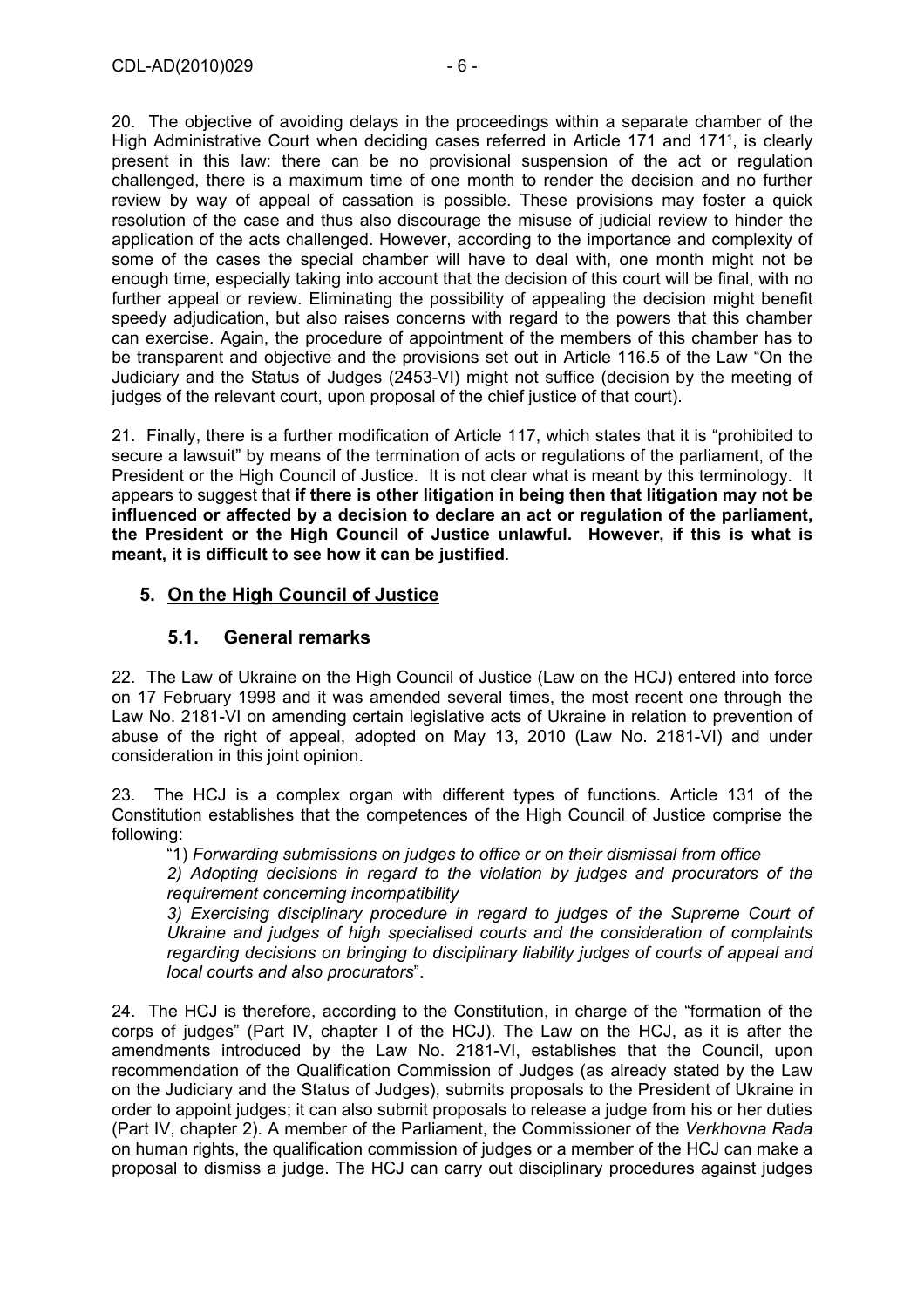20. The objective of avoiding delays in the proceedings within a separate chamber of the High Administrative Court when deciding cases referred in Article 171 and 171¹, is clearly present in this law: there can be no provisional suspension of the act or regulation challenged, there is a maximum time of one month to render the decision and no further review by way of appeal of cassation is possible. These provisions may foster a quick resolution of the case and thus also discourage the misuse of judicial review to hinder the application of the acts challenged. However, according to the importance and complexity of some of the cases the special chamber will have to deal with, one month might not be enough time, especially taking into account that the decision of this court will be final, with no further appeal or review. Eliminating the possibility of appealing the decision might benefit speedy adjudication, but also raises concerns with regard to the powers that this chamber can exercise. Again, the procedure of appointment of the members of this chamber has to be transparent and objective and the provisions set out in Article 116.5 of the Law "On the Judiciary and the Status of Judges (2453-VI) might not suffice (decision by the meeting of judges of the relevant court, upon proposal of the chief justice of that court).

21. Finally, there is a further modification of Article 117, which states that it is "prohibited to secure a lawsuit" by means of the termination of acts or regulations of the parliament, of the President or the High Council of Justice. It is not clear what is meant by this terminology. It appears to suggest that **if there is other litigation in being then that litigation may not be influenced or affected by a decision to declare an act or regulation of the parliament, the President or the High Council of Justice unlawful. However, if this is what is meant, it is difficult to see how it can be justified**.

## 5. On the High Council of Justice

### 5.1. General remarks

22. The Law of Ukraine on the High Council of Justice (Law on the HCJ) entered into force on 17 February 1998 and it was amended several times, the most recent one through the Law No. 2181-VI on amending certain legislative acts of Ukraine in relation to prevention of abuse of the right of appeal, adopted on May 13, 2010 (Law No. 2181-VI) and under consideration in this joint opinion.

23. The HCJ is a complex organ with different types of functions. Article 131 of the Constitution establishes that the competences of the High Council of Justice comprise the following:

"1) *Forwarding submissions on judges to office or on their dismissal from office*

*2) Adopting decisions in regard to the violation by judges and procurators of the requirement concerning incompatibility*

*3) Exercising disciplinary procedure in regard to judges of the Supreme Court of Ukraine and judges of high specialised courts and the consideration of complaints regarding decisions on bringing to disciplinary liability judges of courts of appeal and local courts and also procurators*".

24. The HCJ is therefore, according to the Constitution, in charge of the "formation of the corps of judges" (Part IV, chapter I of the HCJ). The Law on the HCJ, as it is after the amendments introduced by the Law No. 2181-VI, establishes that the Council, upon recommendation of the Qualification Commission of Judges (as already stated by the Law on the Judiciary and the Status of Judges), submits proposals to the President of Ukraine in order to appoint judges; it can also submit proposals to release a judge from his or her duties (Part IV, chapter 2). A member of the Parliament, the Commissioner of the *Verkhovna Rada* on human rights, the qualification commission of judges or a member of the HCJ can make a proposal to dismiss a judge. The HCJ can carry out disciplinary procedures against judges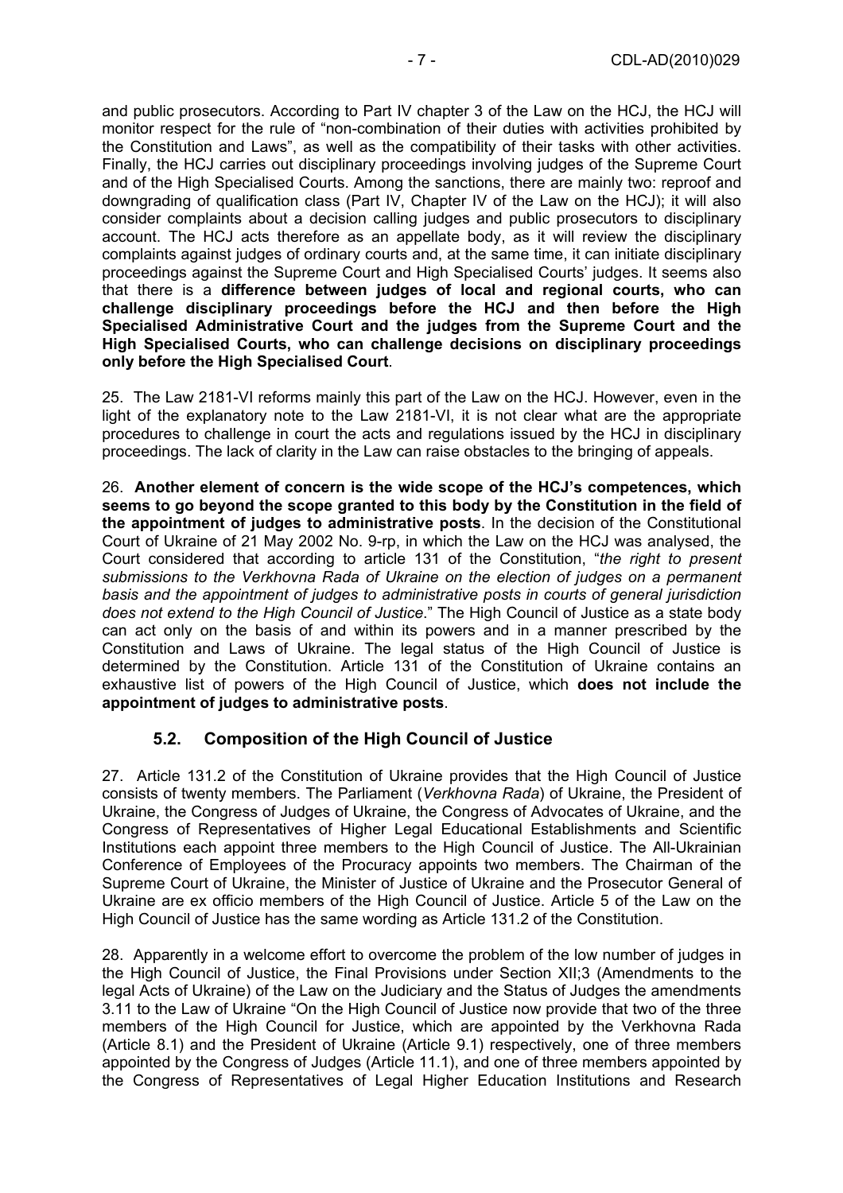and public prosecutors. According to Part IV chapter 3 of the Law on the HCJ, the HCJ will monitor respect for the rule of "non-combination of their duties with activities prohibited by the Constitution and Laws", as well as the compatibility of their tasks with other activities. Finally, the HCJ carries out disciplinary proceedings involving judges of the Supreme Court and of the High Specialised Courts. Among the sanctions, there are mainly two: reproof and downgrading of qualification class (Part IV, Chapter IV of the Law on the HCJ); it will also consider complaints about a decision calling judges and public prosecutors to disciplinary account. The HCJ acts therefore as an appellate body, as it will review the disciplinary complaints against judges of ordinary courts and, at the same time, it can initiate disciplinary proceedings against the Supreme Court and High Specialised Courts' judges. It seems also that there is a **difference between judges of local and regional courts, who can challenge disciplinary proceedings before the HCJ and then before the High Specialised Administrative Court and the judges from the Supreme Court and the High Specialised Courts, who can challenge decisions on disciplinary proceedings only before the High Specialised Court**.

25. The Law 2181-VI reforms mainly this part of the Law on the HCJ. However, even in the light of the explanatory note to the Law 2181-VI, it is not clear what are the appropriate procedures to challenge in court the acts and regulations issued by the HCJ in disciplinary proceedings. The lack of clarity in the Law can raise obstacles to the bringing of appeals.

26. **Another element of concern is the wide scope of the HCJ's competences, which seems to go beyond the scope granted to this body by the Constitution in the field of the appointment of judges to administrative posts**. In the decision of the Constitutional Court of Ukraine of 21 May 2002 No. 9-rp, in which the Law on the HCJ was analysed, the Court considered that according to article 131 of the Constitution, "*the right to present submissions to the Verkhovna Rada of Ukraine on the election of judges on a permanent basis and the appointment of judges to administrative posts in courts of general jurisdiction does not extend to the High Council of Justice*." The High Council of Justice as a state body can act only on the basis of and within its powers and in a manner prescribed by the Constitution and Laws of Ukraine. The legal status of the High Council of Justice is determined by the Constitution. Article 131 of the Constitution of Ukraine contains an exhaustive list of powers of the High Council of Justice, which **does not include the appointment of judges to administrative posts**.

### 5.2. Composition of the High Council of Justice

27. Article 131.2 of the Constitution of Ukraine provides that the High Council of Justice consists of twenty members. The Parliament (*Verkhovna Rada*) of Ukraine, the President of Ukraine, the Congress of Judges of Ukraine, the Congress of Advocates of Ukraine, and the Congress of Representatives of Higher Legal Educational Establishments and Scientific Institutions each appoint three members to the High Council of Justice. The All-Ukrainian Conference of Employees of the Procuracy appoints two members. The Chairman of the Supreme Court of Ukraine, the Minister of Justice of Ukraine and the Prosecutor General of Ukraine are ex officio members of the High Council of Justice. Article 5 of the Law on the High Council of Justice has the same wording as Article 131.2 of the Constitution.

28. Apparently in a welcome effort to overcome the problem of the low number of judges in the High Council of Justice, the Final Provisions under Section XII;3 (Amendments to the legal Acts of Ukraine) of the Law on the Judiciary and the Status of Judges the amendments 3.11 to the Law of Ukraine "On the High Council of Justice now provide that two of the three members of the High Council for Justice, which are appointed by the Verkhovna Rada (Article 8.1) and the President of Ukraine (Article 9.1) respectively, one of three members appointed by the Congress of Judges (Article 11.1), and one of three members appointed by the Congress of Representatives of Legal Higher Education Institutions and Research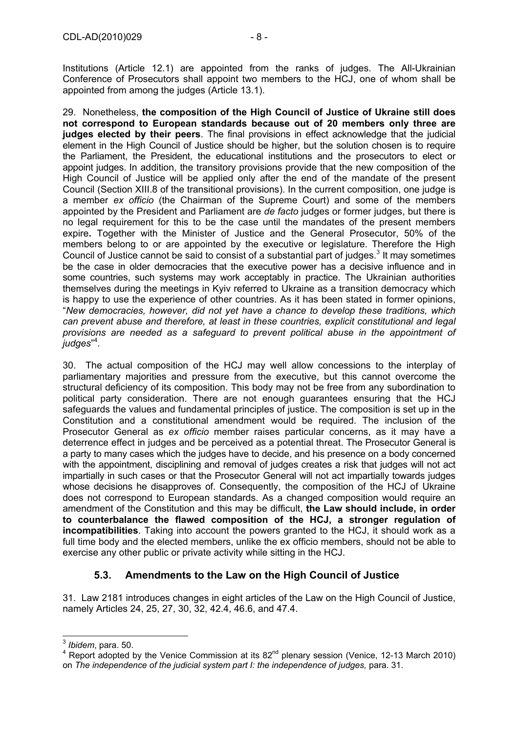Institutions (Article 12.1) are appointed from the ranks of judges. The All-Ukrainian Conference of Prosecutors shall appoint two members to the HCJ, one of whom shall be appointed from among the judges (Article 13.1).

29. Nonetheless, **the composition of the High Council of Justice of Ukraine still does not correspond to European standards because out of 20 members only three are judges elected by their peers**. The final provisions in effect acknowledge that the judicial element in the High Council of Justice should be higher, but the solution chosen is to require the Parliament, the President, the educational institutions and the prosecutors to elect or appoint judges. In addition, the transitory provisions provide that the new composition of the High Council of Justice will be applied only after the end of the mandate of the present Council (Section XIII.8 of the transitional provisions). In the current composition, one judge is a member *ex officio* (the Chairman of the Supreme Court) and some of the members appointed by the President and Parliament are *de facto* judges or former judges, but there is no legal requirement for this to be the case until the mandates of the present members expire**.** Together with the Minister of Justice and the General Prosecutor, 50% of the members belong to or are appointed by the executive or legislature. Therefore the High Council of Justice cannot be said to consist of a substantial part of judges.[3] It may sometimes be the case in older democracies that the executive power has a decisive influence and in some countries, such systems may work acceptably in practice. The Ukrainian authorities themselves during the meetings in Kyiv referred to Ukraine as a transition democracy which is happy to use the experience of other countries. As it has been stated in former opinions, "*New democracies, however, did not yet have a chance to develop these traditions, which can prevent abuse and therefore, at least in these countries, explicit constitutional and legal provisions are needed as a safeguard to prevent political abuse in the appointment of judges*"[4].

30. The actual composition of the HCJ may well allow concessions to the interplay of parliamentary majorities and pressure from the executive, but this cannot overcome the structural deficiency of its composition. This body may not be free from any subordination to political party consideration. There are not enough guarantees ensuring that the HCJ safeguards the values and fundamental principles of justice. The composition is set up in the Constitution and a constitutional amendment would be required. The inclusion of the Prosecutor General as *ex officio* member raises particular concerns, as it may have a deterrence effect in judges and be perceived as a potential threat. The Prosecutor General is a party to many cases which the judges have to decide, and his presence on a body concerned with the appointment, disciplining and removal of judges creates a risk that judges will not act impartially in such cases or that the Prosecutor General will not act impartially towards judges whose decisions he disapproves of. Consequently, the composition of the HCJ of Ukraine does not correspond to European standards. As a changed composition would require an amendment of the Constitution and this may be difficult, **the Law should include, in order to counterbalance the flawed composition of the HCJ, a stronger regulation of incompatibilities**. Taking into account the powers granted to the HCJ, it should work as a full time body and the elected members, unlike the ex officio members, should not be able to exercise any other public or private activity while sitting in the HCJ.

### 5.3. Amendments to the Law on the High Council of Justice

31. Law 2181 introduces changes in eight articles of the Law on the High Council of Justice, namely Articles 24, 25, 27, 30, 32, 42.4, 46.6, and 47.4.

---

[3] *Ibidem*, para. 50.

[4] Report adopted by the Venice Commission at its 82[nd] plenary session (Venice, 12-13 March 2010) on *The independence of the judicial system part I: the independence of judges,* para. 31.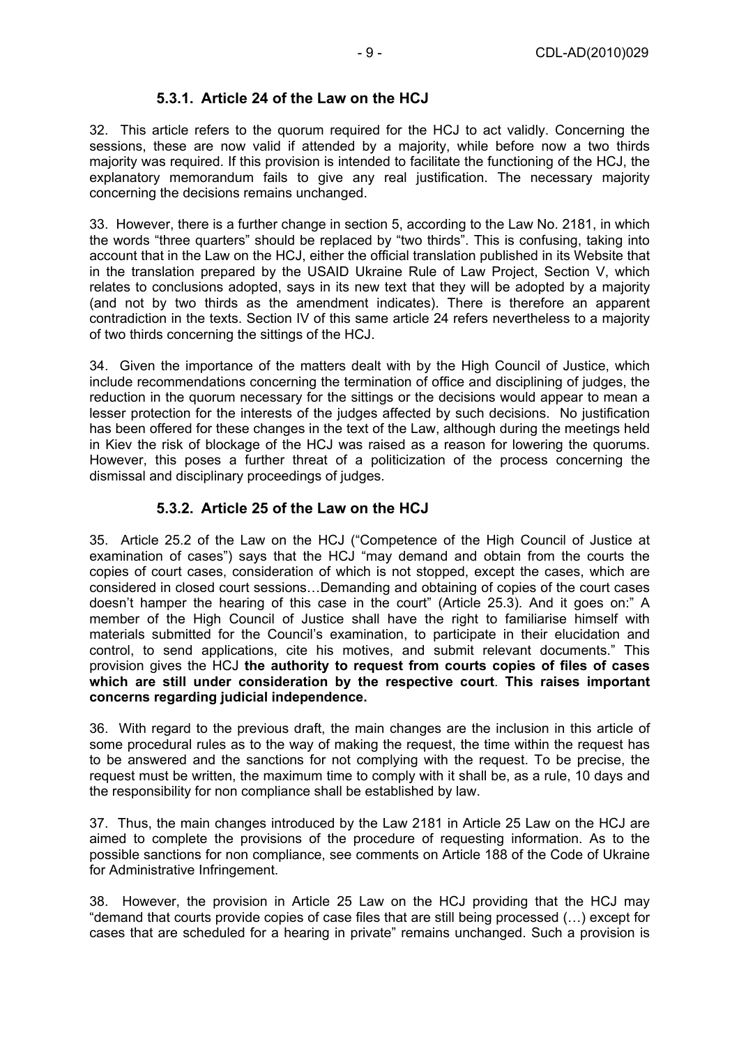### 5.3.1. Article 24 of the Law on the HCJ

32. This article refers to the quorum required for the HCJ to act validly. Concerning the sessions, these are now valid if attended by a majority, while before now a two thirds majority was required. If this provision is intended to facilitate the functioning of the HCJ, the explanatory memorandum fails to give any real justification. The necessary majority concerning the decisions remains unchanged.

33. However, there is a further change in section 5, according to the Law No. 2181, in which the words "three quarters" should be replaced by "two thirds". This is confusing, taking into account that in the Law on the HCJ, either the official translation published in its Website that in the translation prepared by the USAID Ukraine Rule of Law Project, Section V, which relates to conclusions adopted, says in its new text that they will be adopted by a majority (and not by two thirds as the amendment indicates). There is therefore an apparent contradiction in the texts. Section IV of this same article 24 refers nevertheless to a majority of two thirds concerning the sittings of the HCJ.

34. Given the importance of the matters dealt with by the High Council of Justice, which include recommendations concerning the termination of office and disciplining of judges, the reduction in the quorum necessary for the sittings or the decisions would appear to mean a lesser protection for the interests of the judges affected by such decisions. No justification has been offered for these changes in the text of the Law, although during the meetings held in Kiev the risk of blockage of the HCJ was raised as a reason for lowering the quorums. However, this poses a further threat of a politicization of the process concerning the dismissal and disciplinary proceedings of judges.

### 5.3.2. Article 25 of the Law on the HCJ

35. Article 25.2 of the Law on the HCJ ("Competence of the High Council of Justice at examination of cases") says that the HCJ "may demand and obtain from the courts the copies of court cases, consideration of which is not stopped, except the cases, which are considered in closed court sessions…Demanding and obtaining of copies of the court cases doesn't hamper the hearing of this case in the court" (Article 25.3). And it goes on:" A member of the High Council of Justice shall have the right to familiarise himself with materials submitted for the Council's examination, to participate in their elucidation and control, to send applications, cite his motives, and submit relevant documents." This provision gives the HCJ **the authority to request from courts copies of files of cases which are still under consideration by the respective court**. **This raises important concerns regarding judicial independence.**

36. With regard to the previous draft, the main changes are the inclusion in this article of some procedural rules as to the way of making the request, the time within the request has to be answered and the sanctions for not complying with the request. To be precise, the request must be written, the maximum time to comply with it shall be, as a rule, 10 days and the responsibility for non compliance shall be established by law.

37. Thus, the main changes introduced by the Law 2181 in Article 25 Law on the HCJ are aimed to complete the provisions of the procedure of requesting information. As to the possible sanctions for non compliance, see comments on Article 188 of the Code of Ukraine for Administrative Infringement.

38. However, the provision in Article 25 Law on the HCJ providing that the HCJ may "demand that courts provide copies of case files that are still being processed (…) except for cases that are scheduled for a hearing in private" remains unchanged. Such a provision is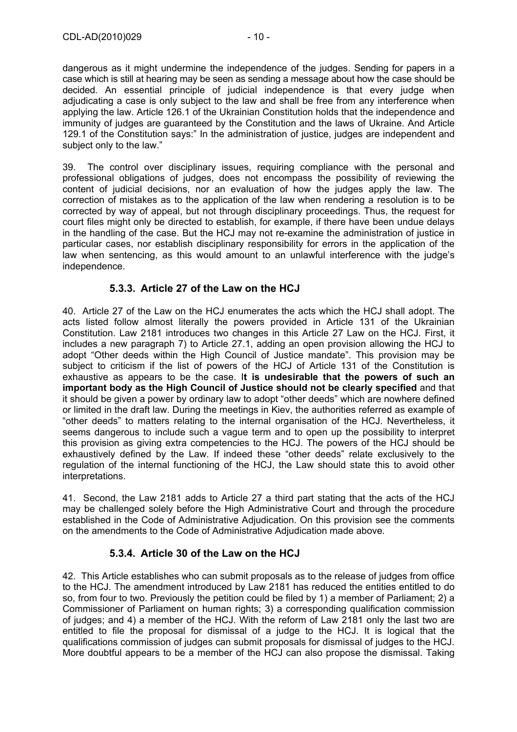dangerous as it might undermine the independence of the judges. Sending for papers in a case which is still at hearing may be seen as sending a message about how the case should be decided. An essential principle of judicial independence is that every judge when adjudicating a case is only subject to the law and shall be free from any interference when applying the law. Article 126.1 of the Ukrainian Constitution holds that the independence and immunity of judges are guaranteed by the Constitution and the laws of Ukraine. And Article 129.1 of the Constitution says:" In the administration of justice, judges are independent and subject only to the law."

39. The control over disciplinary issues, requiring compliance with the personal and professional obligations of judges, does not encompass the possibility of reviewing the content of judicial decisions, nor an evaluation of how the judges apply the law. The correction of mistakes as to the application of the law when rendering a resolution is to be corrected by way of appeal, but not through disciplinary proceedings. Thus, the request for court files might only be directed to establish, for example, if there have been undue delays in the handling of the case. But the HCJ may not re-examine the administration of justice in particular cases, nor establish disciplinary responsibility for errors in the application of the law when sentencing, as this would amount to an unlawful interference with the judge's independence.

### 5.3.3. Article 27 of the Law on the HCJ

40. Article 27 of the Law on the HCJ enumerates the acts which the HCJ shall adopt. The acts listed follow almost literally the powers provided in Article 131 of the Ukrainian Constitution. Law 2181 introduces two changes in this Article 27 Law on the HCJ. First, it includes a new paragraph 7) to Article 27.1, adding an open provision allowing the HCJ to adopt "Other deeds within the High Council of Justice mandate". This provision may be subject to criticism if the list of powers of the HCJ of Article 131 of the Constitution is exhaustive as appears to be the case. **It is undesirable that the powers of such an important body as the High Council of Justice should not be clearly specified** and that it should be given a power by ordinary law to adopt "other deeds" which are nowhere defined or limited in the draft law. During the meetings in Kiev, the authorities referred as example of "other deeds" to matters relating to the internal organisation of the HCJ. Nevertheless, it seems dangerous to include such a vague term and to open up the possibility to interpret this provision as giving extra competencies to the HCJ. The powers of the HCJ should be exhaustively defined by the Law. If indeed these "other deeds" relate exclusively to the regulation of the internal functioning of the HCJ, the Law should state this to avoid other interpretations.

41. Second, the Law 2181 adds to Article 27 a third part stating that the acts of the HCJ may be challenged solely before the High Administrative Court and through the procedure established in the Code of Administrative Adjudication. On this provision see the comments on the amendments to the Code of Administrative Adjudication made above.

### 5.3.4. Article 30 of the Law on the HCJ

42. This Article establishes who can submit proposals as to the release of judges from office to the HCJ. The amendment introduced by Law 2181 has reduced the entities entitled to do so, from four to two. Previously the petition could be filed by 1) a member of Parliament; 2) a Commissioner of Parliament on human rights; 3) a corresponding qualification commission of judges; and 4) a member of the HCJ. With the reform of Law 2181 only the last two are entitled to file the proposal for dismissal of a judge to the HCJ. It is logical that the qualifications commission of judges can submit proposals for dismissal of judges to the HCJ. More doubtful appears to be a member of the HCJ can also propose the dismissal. Taking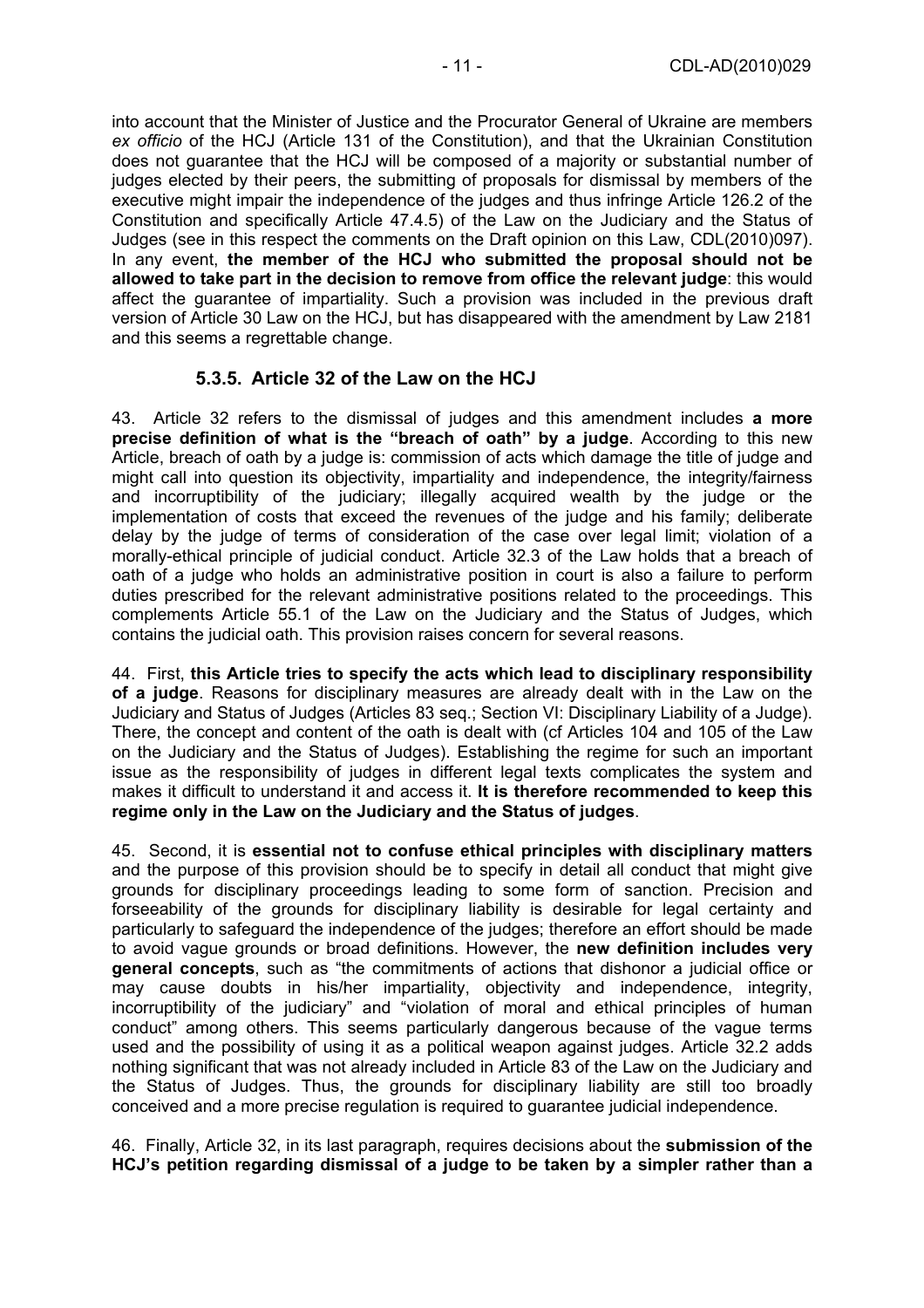into account that the Minister of Justice and the Procurator General of Ukraine are members *ex officio* of the HCJ (Article 131 of the Constitution), and that the Ukrainian Constitution does not guarantee that the HCJ will be composed of a majority or substantial number of judges elected by their peers, the submitting of proposals for dismissal by members of the executive might impair the independence of the judges and thus infringe Article 126.2 of the Constitution and specifically Article 47.4.5) of the Law on the Judiciary and the Status of Judges (see in this respect the comments on the Draft opinion on this Law, CDL(2010)097). In any event, **the member of the HCJ who submitted the proposal should not be allowed to take part in the decision to remove from office the relevant judge**: this would affect the guarantee of impartiality. Such a provision was included in the previous draft version of Article 30 Law on the HCJ, but has disappeared with the amendment by Law 2181 and this seems a regrettable change.

### 5.3.5. Article 32 of the Law on the HCJ

43. Article 32 refers to the dismissal of judges and this amendment includes **a more precise definition of what is the "breach of oath" by a judge**. According to this new Article, breach of oath by a judge is: commission of acts which damage the title of judge and might call into question its objectivity, impartiality and independence, the integrity/fairness and incorruptibility of the judiciary; illegally acquired wealth by the judge or the implementation of costs that exceed the revenues of the judge and his family; deliberate delay by the judge of terms of consideration of the case over legal limit; violation of a morally-ethical principle of judicial conduct. Article 32.3 of the Law holds that a breach of oath of a judge who holds an administrative position in court is also a failure to perform duties prescribed for the relevant administrative positions related to the proceedings. This complements Article 55.1 of the Law on the Judiciary and the Status of Judges, which contains the judicial oath. This provision raises concern for several reasons.

44. First, **this Article tries to specify the acts which lead to disciplinary responsibility of a judge**. Reasons for disciplinary measures are already dealt with in the Law on the Judiciary and Status of Judges (Articles 83 seq.; Section VI: Disciplinary Liability of a Judge). There, the concept and content of the oath is dealt with (cf Articles 104 and 105 of the Law on the Judiciary and the Status of Judges). Establishing the regime for such an important issue as the responsibility of judges in different legal texts complicates the system and makes it difficult to understand it and access it. **It is therefore recommended to keep this regime only in the Law on the Judiciary and the Status of judges**.

45. Second, it is **essential not to confuse ethical principles with disciplinary matters** and the purpose of this provision should be to specify in detail all conduct that might give grounds for disciplinary proceedings leading to some form of sanction. Precision and forseeability of the grounds for disciplinary liability is desirable for legal certainty and particularly to safeguard the independence of the judges; therefore an effort should be made to avoid vague grounds or broad definitions. However, the **new definition includes very general concepts**, such as "the commitments of actions that dishonor a judicial office or may cause doubts in his/her impartiality, objectivity and independence, integrity, incorruptibility of the judiciary" and "violation of moral and ethical principles of human conduct" among others. This seems particularly dangerous because of the vague terms used and the possibility of using it as a political weapon against judges. Article 32.2 adds nothing significant that was not already included in Article 83 of the Law on the Judiciary and the Status of Judges. Thus, the grounds for disciplinary liability are still too broadly conceived and a more precise regulation is required to guarantee judicial independence.

46. Finally, Article 32, in its last paragraph, requires decisions about the **submission of the HCJ's petition regarding dismissal of a judge to be taken by a simpler rather than a**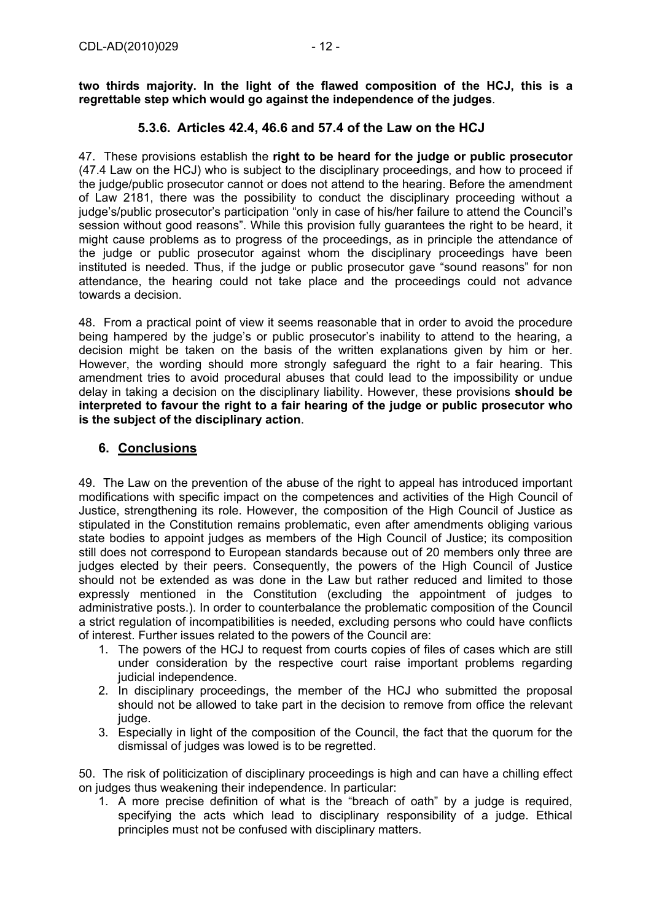**two thirds majority. In the light of the flawed composition of the HCJ, this is a regrettable step which would go against the independence of the judges**.

### 5.3.6. Articles 42.4, 46.6 and 57.4 of the Law on the HCJ

47. These provisions establish the **right to be heard for the judge or public prosecutor** (47.4 Law on the HCJ) who is subject to the disciplinary proceedings, and how to proceed if the judge/public prosecutor cannot or does not attend to the hearing. Before the amendment of Law 2181, there was the possibility to conduct the disciplinary proceeding without a judge's/public prosecutor's participation "only in case of his/her failure to attend the Council's session without good reasons". While this provision fully guarantees the right to be heard, it might cause problems as to progress of the proceedings, as in principle the attendance of the judge or public prosecutor against whom the disciplinary proceedings have been instituted is needed. Thus, if the judge or public prosecutor gave "sound reasons" for non attendance, the hearing could not take place and the proceedings could not advance towards a decision.

48. From a practical point of view it seems reasonable that in order to avoid the procedure being hampered by the judge's or public prosecutor's inability to attend to the hearing, a decision might be taken on the basis of the written explanations given by him or her. However, the wording should more strongly safeguard the right to a fair hearing. This amendment tries to avoid procedural abuses that could lead to the impossibility or undue delay in taking a decision on the disciplinary liability. However, these provisions **should be interpreted to favour the right to a fair hearing of the judge or public prosecutor who is the subject of the disciplinary action**.

## 6. Conclusions

49. The Law on the prevention of the abuse of the right to appeal has introduced important modifications with specific impact on the competences and activities of the High Council of Justice, strengthening its role. However, the composition of the High Council of Justice as stipulated in the Constitution remains problematic, even after amendments obliging various state bodies to appoint judges as members of the High Council of Justice; its composition still does not correspond to European standards because out of 20 members only three are judges elected by their peers. Consequently, the powers of the High Council of Justice should not be extended as was done in the Law but rather reduced and limited to those expressly mentioned in the Constitution (excluding the appointment of judges to administrative posts.). In order to counterbalance the problematic composition of the Council a strict regulation of incompatibilities is needed, excluding persons who could have conflicts of interest. Further issues related to the powers of the Council are:

1. The powers of the HCJ to request from courts copies of files of cases which are still under consideration by the respective court raise important problems regarding judicial independence.
2. In disciplinary proceedings, the member of the HCJ who submitted the proposal should not be allowed to take part in the decision to remove from office the relevant judge.
3. Especially in light of the composition of the Council, the fact that the quorum for the dismissal of judges was lowed is to be regretted.

50. The risk of politicization of disciplinary proceedings is high and can have a chilling effect on judges thus weakening their independence. In particular:

1. A more precise definition of what is the "breach of oath" by a judge is required, specifying the acts which lead to disciplinary responsibility of a judge. Ethical principles must not be confused with disciplinary matters.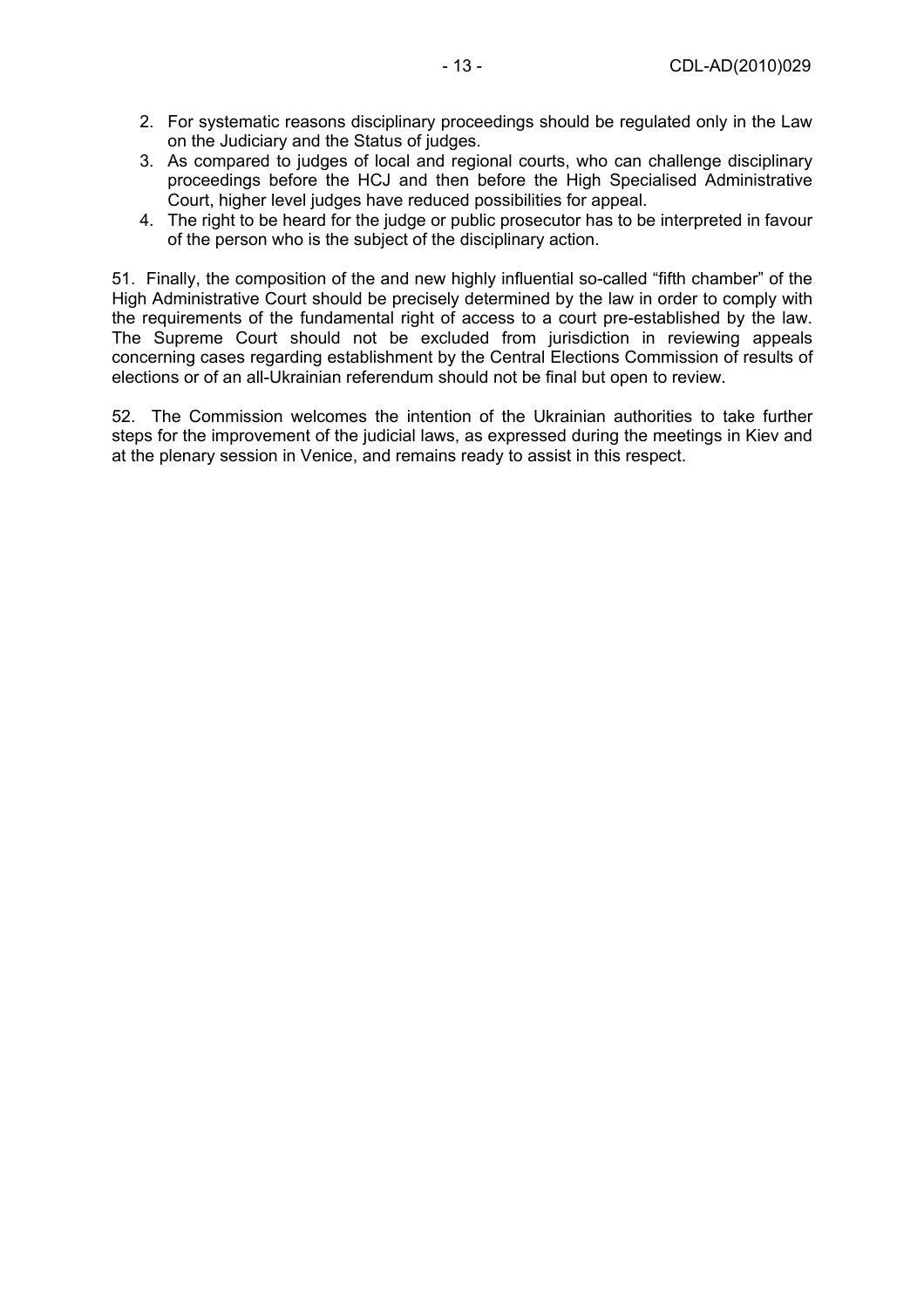2. For systematic reasons disciplinary proceedings should be regulated only in the Law on the Judiciary and the Status of judges.
3. As compared to judges of local and regional courts, who can challenge disciplinary proceedings before the HCJ and then before the High Specialised Administrative Court, higher level judges have reduced possibilities for appeal.
4. The right to be heard for the judge or public prosecutor has to be interpreted in favour of the person who is the subject of the disciplinary action.

51. Finally, the composition of the and new highly influential so-called “fifth chamber” of the High Administrative Court should be precisely determined by the law in order to comply with the requirements of the fundamental right of access to a court pre-established by the law. The Supreme Court should not be excluded from jurisdiction in reviewing appeals concerning cases regarding establishment by the Central Elections Commission of results of elections or of an all-Ukrainian referendum should not be final but open to review.

52. The Commission welcomes the intention of the Ukrainian authorities to take further steps for the improvement of the judicial laws, as expressed during the meetings in Kiev and at the plenary session in Venice, and remains ready to assist in this respect.